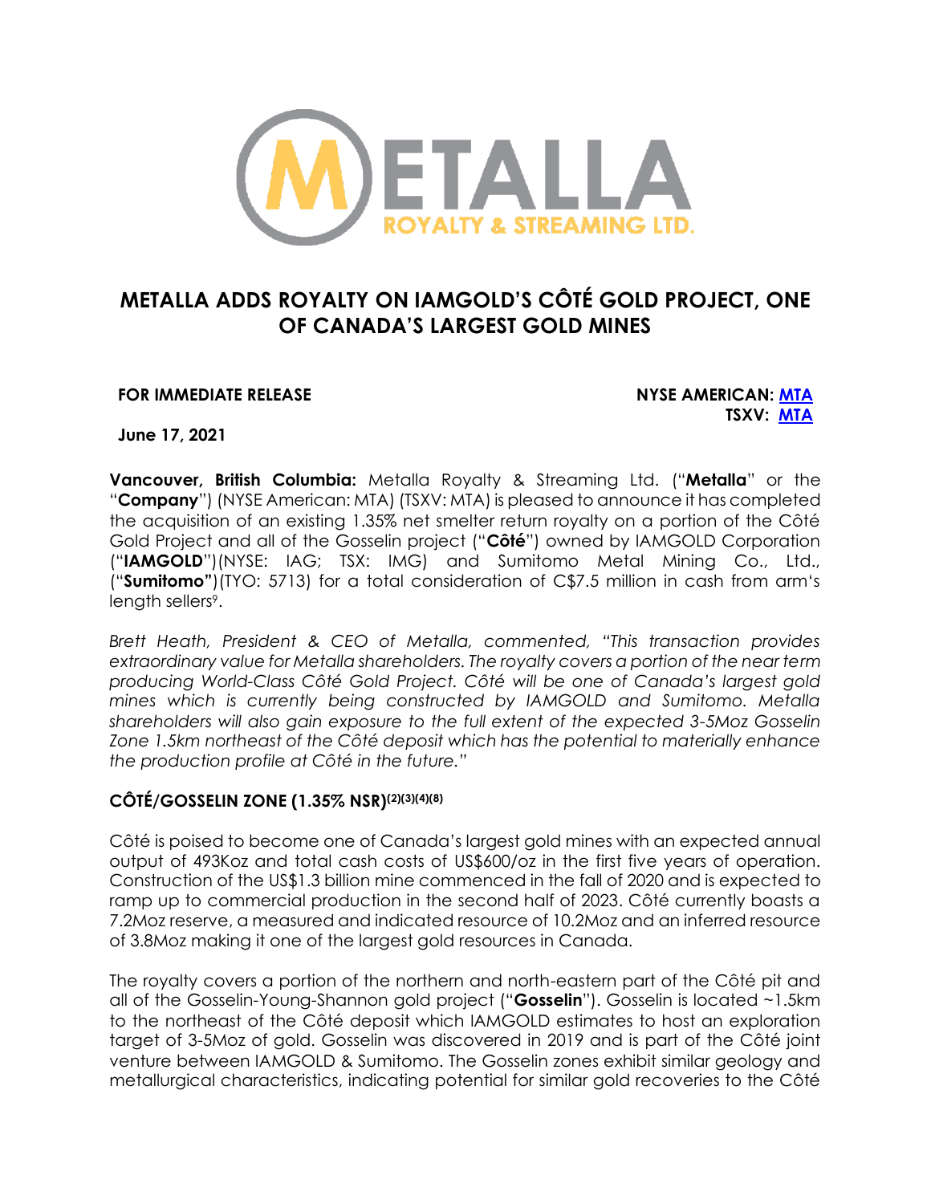# METALLA ADDS ROYALTY ON IAMGOLD'S CÔTÉ GOLD PROJECT, ONE OF CANADA'S LARGEST GOLD MINES

**FOR IMMEDIATE RELEASE**

**NYSE AMERICAN: MTA**
**TSXV: MTA**

**June 17, 2021**

**Vancouver, British Columbia:** Metalla Royalty & Streaming Ltd. ("**Metalla**" or the "**Company**") (NYSE American: MTA) (TSXV: MTA) is pleased to announce it has completed the acquisition of an existing 1.35% net smelter return royalty on a portion of the Côté Gold Project and all of the Gosselin project ("**Côté**") owned by IAMGOLD Corporation ("**IAMGOLD**")(NYSE: IAG; TSX: IMG) and Sumitomo Metal Mining Co., Ltd., ("**Sumitomo"**)(TYO: 5713) for a total consideration of C$7.5 million in cash from arm's length sellers[9].

*Brett Heath, President & CEO of Metalla, commented, "This transaction provides extraordinary value for Metalla shareholders. The royalty covers a portion of the near term producing World-Class Côté Gold Project. Côté will be one of Canada's largest gold mines which is currently being constructed by IAMGOLD and Sumitomo. Metalla shareholders will also gain exposure to the full extent of the expected 3-5Moz Gosselin Zone 1.5km northeast of the Côté deposit which has the potential to materially enhance the production profile at Côté in the future."*

## CÔTÉ/GOSSELIN ZONE (1.35% NSR)[(2)(3)(4)(8)]

Côté is poised to become one of Canada's largest gold mines with an expected annual output of 493Koz and total cash costs of US$600/oz in the first five years of operation. Construction of the US$1.3 billion mine commenced in the fall of 2020 and is expected to ramp up to commercial production in the second half of 2023. Côté currently boasts a 7.2Moz reserve, a measured and indicated resource of 10.2Moz and an inferred resource of 3.8Moz making it one of the largest gold resources in Canada.

The royalty covers a portion of the northern and north-eastern part of the Côté pit and all of the Gosselin-Young-Shannon gold project ("**Gosselin**"). Gosselin is located ~1.5km to the northeast of the Côté deposit which IAMGOLD estimates to host an exploration target of 3-5Moz of gold. Gosselin was discovered in 2019 and is part of the Côté joint venture between IAMGOLD & Sumitomo. The Gosselin zones exhibit similar geology and metallurgical characteristics, indicating potential for similar gold recoveries to the Côté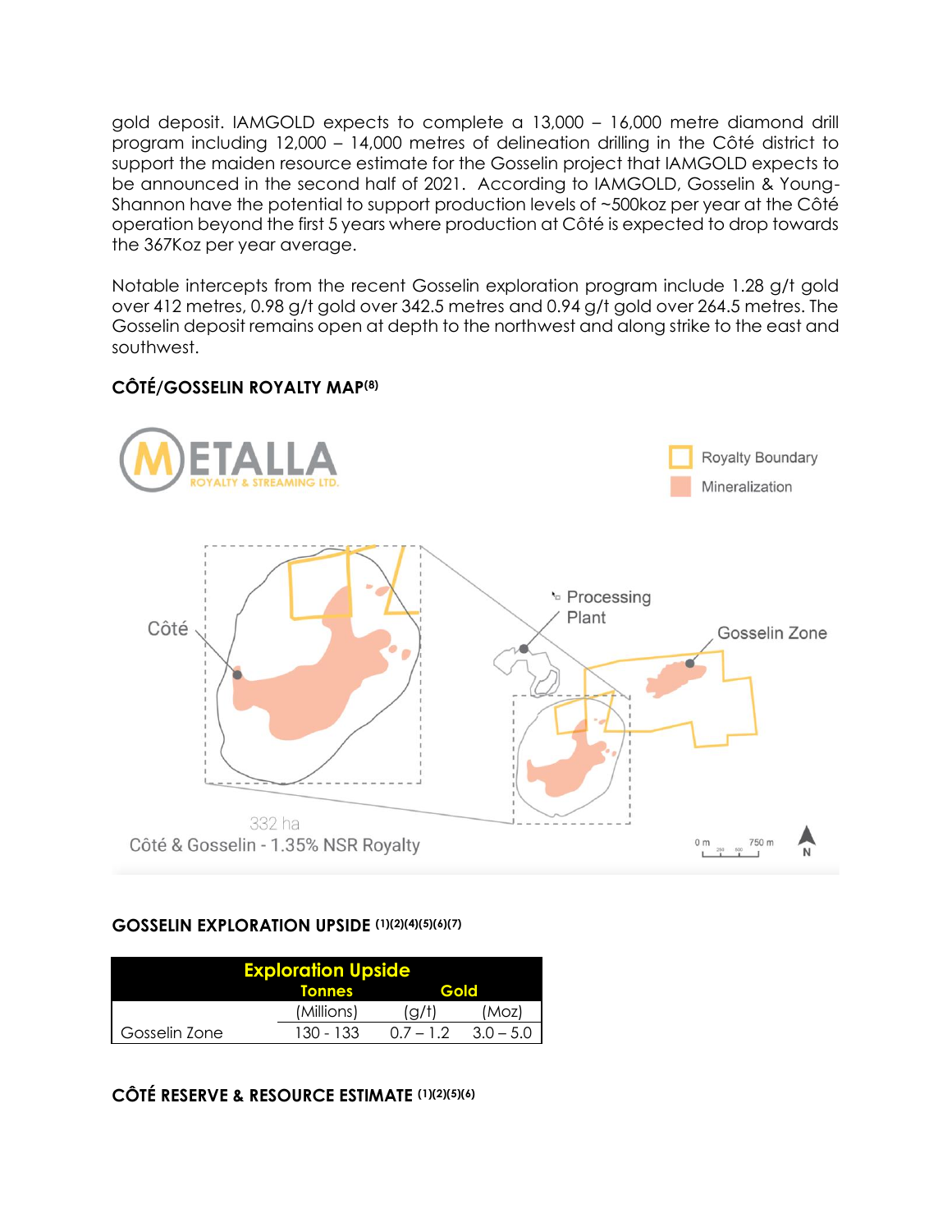gold deposit. IAMGOLD expects to complete a 13,000 – 16,000 metre diamond drill program including 12,000 – 14,000 metres of delineation drilling in the Côté district to support the maiden resource estimate for the Gosselin project that IAMGOLD expects to be announced in the second half of 2021. According to IAMGOLD, Gosselin & Young-Shannon have the potential to support production levels of ~500koz per year at the Côté operation beyond the first 5 years where production at Côté is expected to drop towards the 367Koz per year average.

Notable intercepts from the recent Gosselin exploration program include 1.28 g/t gold over 412 metres, 0.98 g/t gold over 342.5 metres and 0.94 g/t gold over 264.5 metres. The Gosselin deposit remains open at depth to the northwest and along strike to the east and southwest.

### CÔTÉ/GOSSELIN ROYALTY MAP[8]

METALLA ROYALTY & STREAMING LTD.

Royalty Boundary

Mineralization

Côté

Processing Plant

Gosselin Zone

332 ha

Côté & Gosselin - 1.35% NSR Royalty

0 m 250 500 750 m

N

### GOSSELIN EXPLORATION UPSIDE [1][2][4][5][6][7]

| Exploration Upside | | | |
|---|---|---|---|
| | Tonnes | Gold | |
| | (Millions) | (g/t) | (Moz) |
| Gosselin Zone | 130 - 133 | 0.7 – 1.2 | 3.0 – 5.0 |

### CÔTÉ RESERVE & RESOURCE ESTIMATE [1][2][5][6]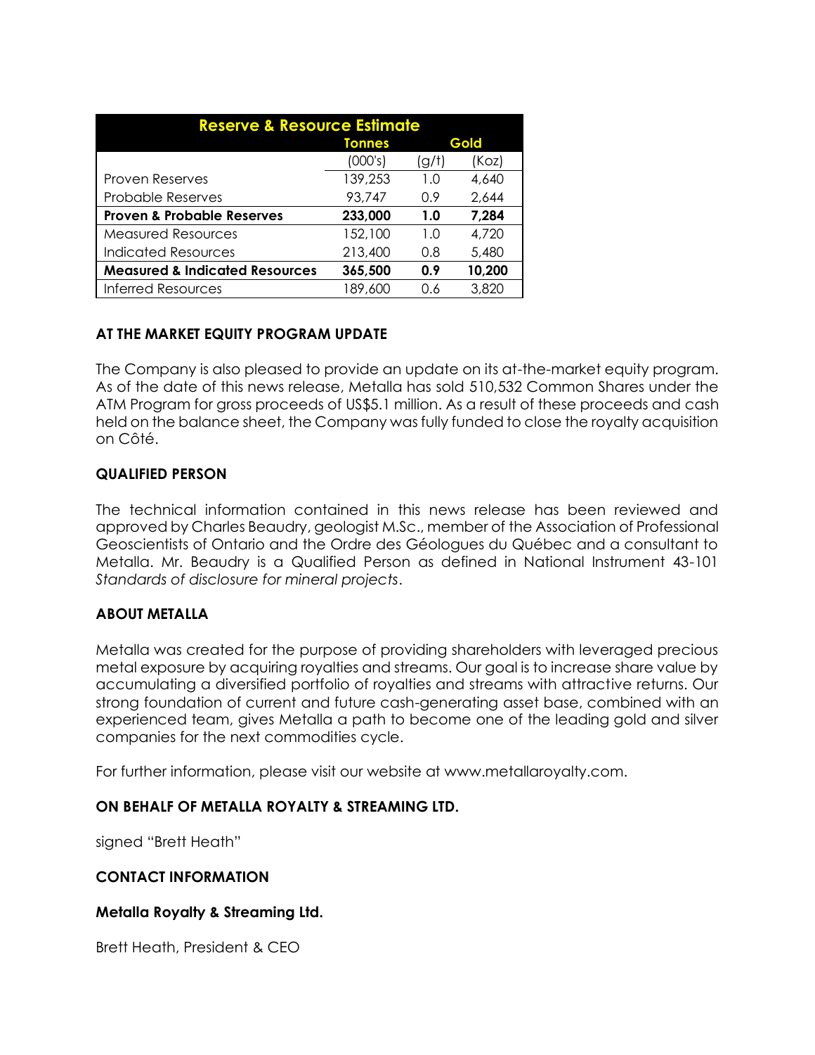| Reserve & Resource Estimate | | | |
|---|---|---|---|
| | Tonnes | Gold | |
| | (000's) | (g/t) | (Koz) |
| Proven Reserves | 139,253 | 1.0 | 4,640 |
| Probable Reserves | 93,747 | 0.9 | 2,644 |
| **Proven & Probable Reserves** | **233,000** | **1.0** | **7,284** |
| Measured Resources | 152,100 | 1.0 | 4,720 |
| Indicated Resources | 213,400 | 0.8 | 5,480 |
| **Measured & Indicated Resources** | **365,500** | **0.9** | **10,200** |
| Inferred Resources | 189,600 | 0.6 | 3,820 |

## AT THE MARKET EQUITY PROGRAM UPDATE

The Company is also pleased to provide an update on its at-the-market equity program. As of the date of this news release, Metalla has sold 510,532 Common Shares under the ATM Program for gross proceeds of US$5.1 million. As a result of these proceeds and cash held on the balance sheet, the Company was fully funded to close the royalty acquisition on Côté.

## QUALIFIED PERSON

The technical information contained in this news release has been reviewed and approved by Charles Beaudry, geologist M.Sc., member of the Association of Professional Geoscientists of Ontario and the Ordre des Géologues du Québec and a consultant to Metalla. Mr. Beaudry is a Qualified Person as defined in National Instrument 43-101 *Standards of disclosure for mineral projects*.

## ABOUT METALLA

Metalla was created for the purpose of providing shareholders with leveraged precious metal exposure by acquiring royalties and streams. Our goal is to increase share value by accumulating a diversified portfolio of royalties and streams with attractive returns. Our strong foundation of current and future cash-generating asset base, combined with an experienced team, gives Metalla a path to become one of the leading gold and silver companies for the next commodities cycle.

For further information, please visit our website at www.metallaroyalty.com.

## ON BEHALF OF METALLA ROYALTY & STREAMING LTD.

signed "Brett Heath"

## CONTACT INFORMATION

**Metalla Royalty & Streaming Ltd.**

Brett Heath, President & CEO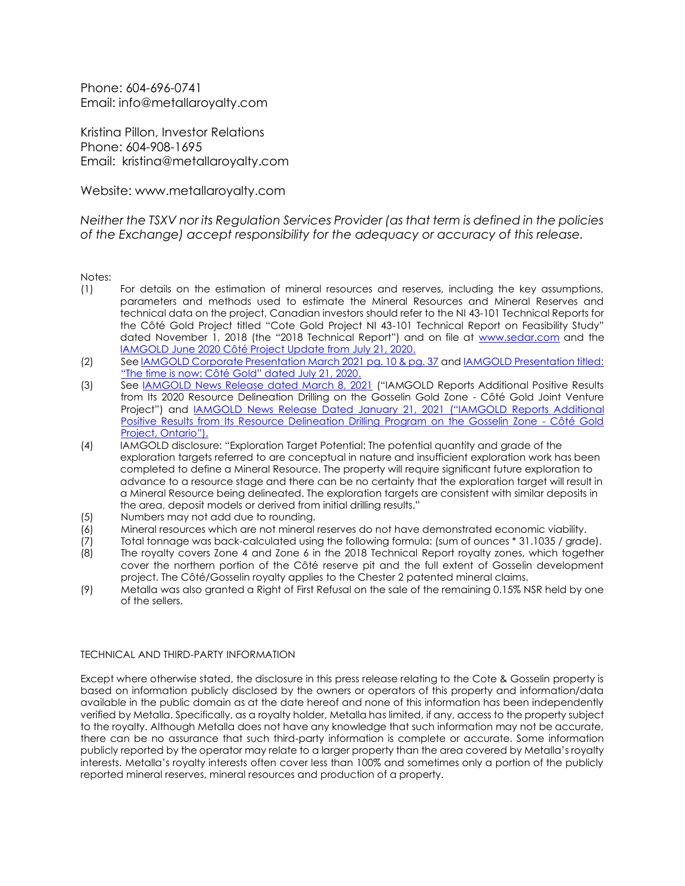Phone: 604-696-0741
Email: info@metallaroyalty.com

Kristina Pillon, Investor Relations
Phone: 604-908-1695
Email: kristina@metallaroyalty.com

Website: www.metallaroyalty.com

*Neither the TSXV nor its Regulation Services Provider (as that term is defined in the policies of the Exchange) accept responsibility for the adequacy or accuracy of this release.*

Notes:

(1) For details on the estimation of mineral resources and reserves, including the key assumptions, parameters and methods used to estimate the Mineral Resources and Mineral Reserves and technical data on the project, Canadian investors should refer to the NI 43-101 Technical Reports for the Côté Gold Project titled "Cote Gold Project NI 43-101 Technical Report on Feasibility Study" dated November 1, 2018 (the "2018 Technical Report") and on file at www.sedar.com and the IAMGOLD June 2020 Côté Project Update from July 21, 2020.

(2) See IAMGOLD Corporate Presentation March 2021 pg. 10 & pg. 37 and IAMGOLD Presentation titled: "The time is now: Côté Gold" dated July 21, 2020.

(3) See IAMGOLD News Release dated March 8, 2021 ("IAMGOLD Reports Additional Positive Results from Its 2020 Resource Delineation Drilling on the Gosselin Gold Zone - Côté Gold Joint Venture Project") and IAMGOLD News Release Dated January 21, 2021 ("IAMGOLD Reports Additional Positive Results from Its Resource Delineation Drilling Program on the Gosselin Zone - Côté Gold Project, Ontario").

(4) IAMGOLD disclosure: "Exploration Target Potential: The potential quantity and grade of the exploration targets referred to are conceptual in nature and insufficient exploration work has been completed to define a Mineral Resource. The property will require significant future exploration to advance to a resource stage and there can be no certainty that the exploration target will result in a Mineral Resource being delineated. The exploration targets are consistent with similar deposits in the area, deposit models or derived from initial drilling results."

(5) Numbers may not add due to rounding.

(6) Mineral resources which are not mineral reserves do not have demonstrated economic viability.

(7) Total tonnage was back-calculated using the following formula: (sum of ounces * 31.1035 / grade).

(8) The royalty covers Zone 4 and Zone 6 in the 2018 Technical Report royalty zones, which together cover the northern portion of the Côté reserve pit and the full extent of Gosselin development project. The Côté/Gosselin royalty applies to the Chester 2 patented mineral claims.

(9) Metalla was also granted a Right of First Refusal on the sale of the remaining 0.15% NSR held by one of the sellers.

TECHNICAL AND THIRD-PARTY INFORMATION

Except where otherwise stated, the disclosure in this press release relating to the Cote & Gosselin property is based on information publicly disclosed by the owners or operators of this property and information/data available in the public domain as at the date hereof and none of this information has been independently verified by Metalla. Specifically, as a royalty holder, Metalla has limited, if any, access to the property subject to the royalty. Although Metalla does not have any knowledge that such information may not be accurate, there can be no assurance that such third-party information is complete or accurate. Some information publicly reported by the operator may relate to a larger property than the area covered by Metalla's royalty interests. Metalla's royalty interests often cover less than 100% and sometimes only a portion of the publicly reported mineral reserves, mineral resources and production of a property.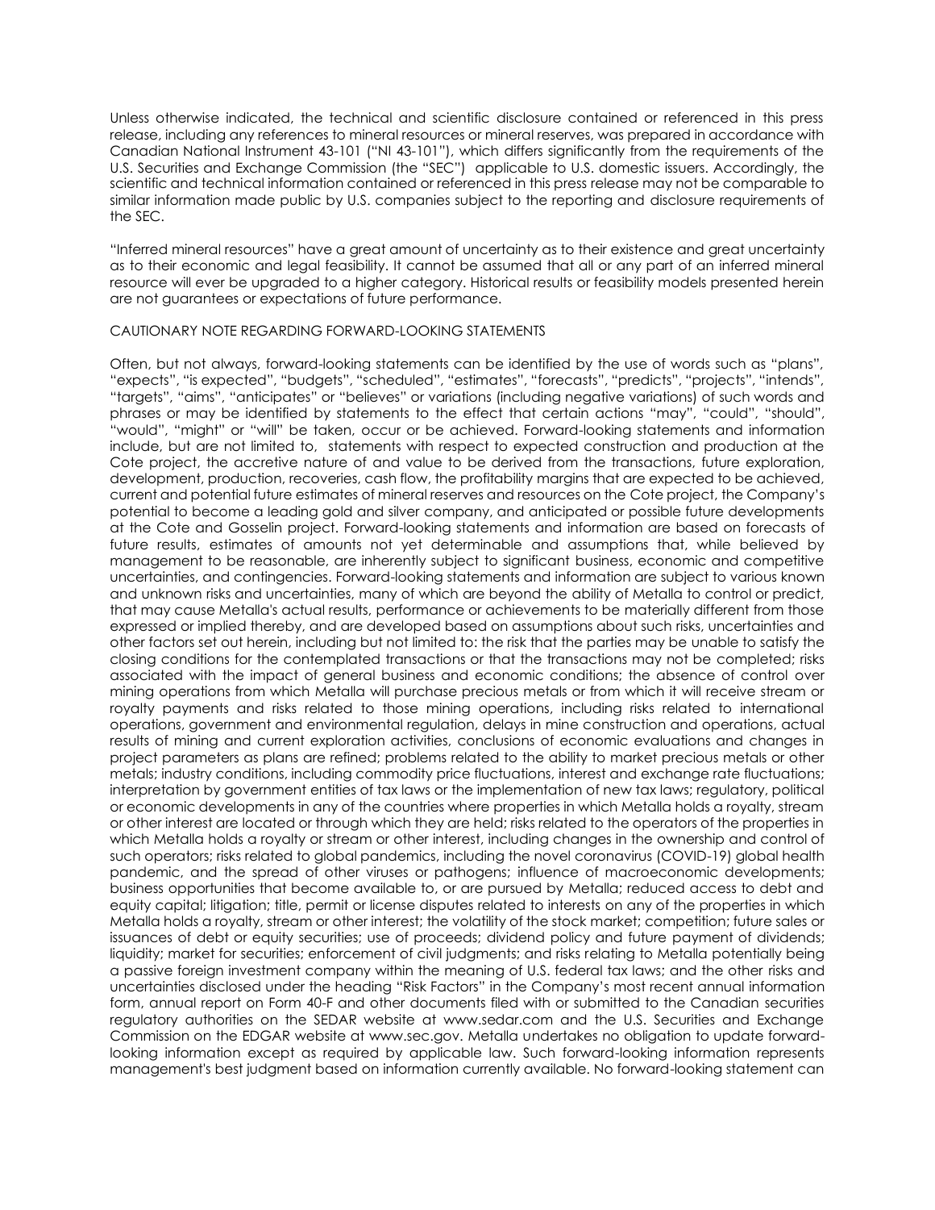Unless otherwise indicated, the technical and scientific disclosure contained or referenced in this press release, including any references to mineral resources or mineral reserves, was prepared in accordance with Canadian National Instrument 43-101 ("NI 43-101"), which differs significantly from the requirements of the U.S. Securities and Exchange Commission (the "SEC") applicable to U.S. domestic issuers. Accordingly, the scientific and technical information contained or referenced in this press release may not be comparable to similar information made public by U.S. companies subject to the reporting and disclosure requirements of the SEC.

"Inferred mineral resources" have a great amount of uncertainty as to their existence and great uncertainty as to their economic and legal feasibility. It cannot be assumed that all or any part of an inferred mineral resource will ever be upgraded to a higher category. Historical results or feasibility models presented herein are not guarantees or expectations of future performance.

CAUTIONARY NOTE REGARDING FORWARD-LOOKING STATEMENTS

Often, but not always, forward-looking statements can be identified by the use of words such as "plans", "expects", "is expected", "budgets", "scheduled", "estimates", "forecasts", "predicts", "projects", "intends", "targets", "aims", "anticipates" or "believes" or variations (including negative variations) of such words and phrases or may be identified by statements to the effect that certain actions "may", "could", "should", "would", "might" or "will" be taken, occur or be achieved. Forward-looking statements and information include, but are not limited to, statements with respect to expected construction and production at the Cote project, the accretive nature of and value to be derived from the transactions, future exploration, development, production, recoveries, cash flow, the profitability margins that are expected to be achieved, current and potential future estimates of mineral reserves and resources on the Cote project, the Company's potential to become a leading gold and silver company, and anticipated or possible future developments at the Cote and Gosselin project. Forward-looking statements and information are based on forecasts of future results, estimates of amounts not yet determinable and assumptions that, while believed by management to be reasonable, are inherently subject to significant business, economic and competitive uncertainties, and contingencies. Forward-looking statements and information are subject to various known and unknown risks and uncertainties, many of which are beyond the ability of Metalla to control or predict, that may cause Metalla's actual results, performance or achievements to be materially different from those expressed or implied thereby, and are developed based on assumptions about such risks, uncertainties and other factors set out herein, including but not limited to: the risk that the parties may be unable to satisfy the closing conditions for the contemplated transactions or that the transactions may not be completed; risks associated with the impact of general business and economic conditions; the absence of control over mining operations from which Metalla will purchase precious metals or from which it will receive stream or royalty payments and risks related to those mining operations, including risks related to international operations, government and environmental regulation, delays in mine construction and operations, actual results of mining and current exploration activities, conclusions of economic evaluations and changes in project parameters as plans are refined; problems related to the ability to market precious metals or other metals; industry conditions, including commodity price fluctuations, interest and exchange rate fluctuations; interpretation by government entities of tax laws or the implementation of new tax laws; regulatory, political or economic developments in any of the countries where properties in which Metalla holds a royalty, stream or other interest are located or through which they are held; risks related to the operators of the properties in which Metalla holds a royalty or stream or other interest, including changes in the ownership and control of such operators; risks related to global pandemics, including the novel coronavirus (COVID-19) global health pandemic, and the spread of other viruses or pathogens; influence of macroeconomic developments; business opportunities that become available to, or are pursued by Metalla; reduced access to debt and equity capital; litigation; title, permit or license disputes related to interests on any of the properties in which Metalla holds a royalty, stream or other interest; the volatility of the stock market; competition; future sales or issuances of debt or equity securities; use of proceeds; dividend policy and future payment of dividends; liquidity; market for securities; enforcement of civil judgments; and risks relating to Metalla potentially being a passive foreign investment company within the meaning of U.S. federal tax laws; and the other risks and uncertainties disclosed under the heading "Risk Factors" in the Company's most recent annual information form, annual report on Form 40-F and other documents filed with or submitted to the Canadian securities regulatory authorities on the SEDAR website at www.sedar.com and the U.S. Securities and Exchange Commission on the EDGAR website at www.sec.gov. Metalla undertakes no obligation to update forward-looking information except as required by applicable law. Such forward-looking information represents management's best judgment based on information currently available. No forward-looking statement can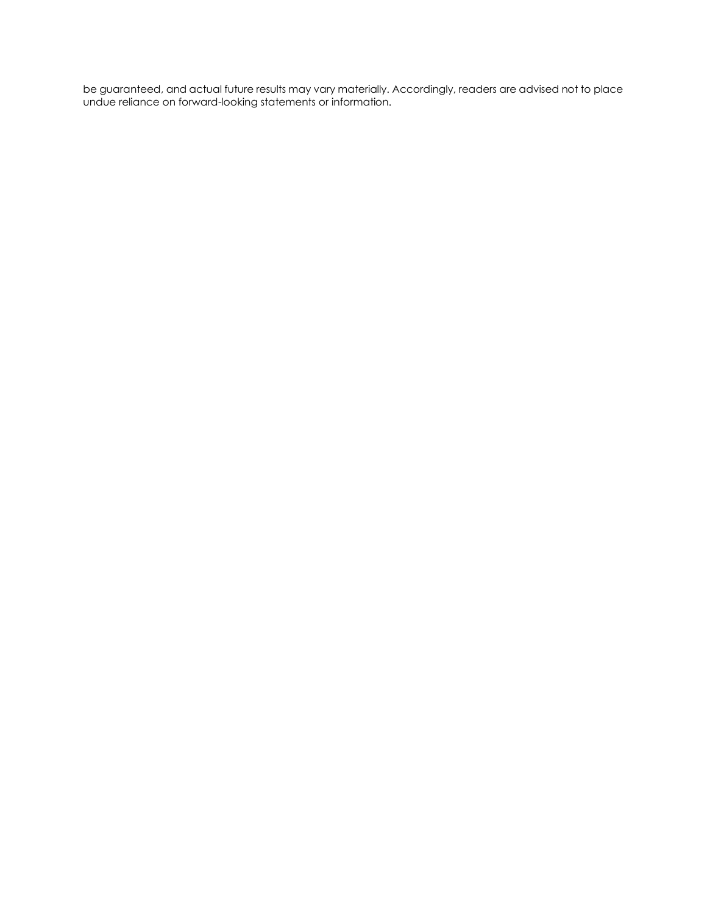be guaranteed, and actual future results may vary materially. Accordingly, readers are advised not to place undue reliance on forward-looking statements or information.